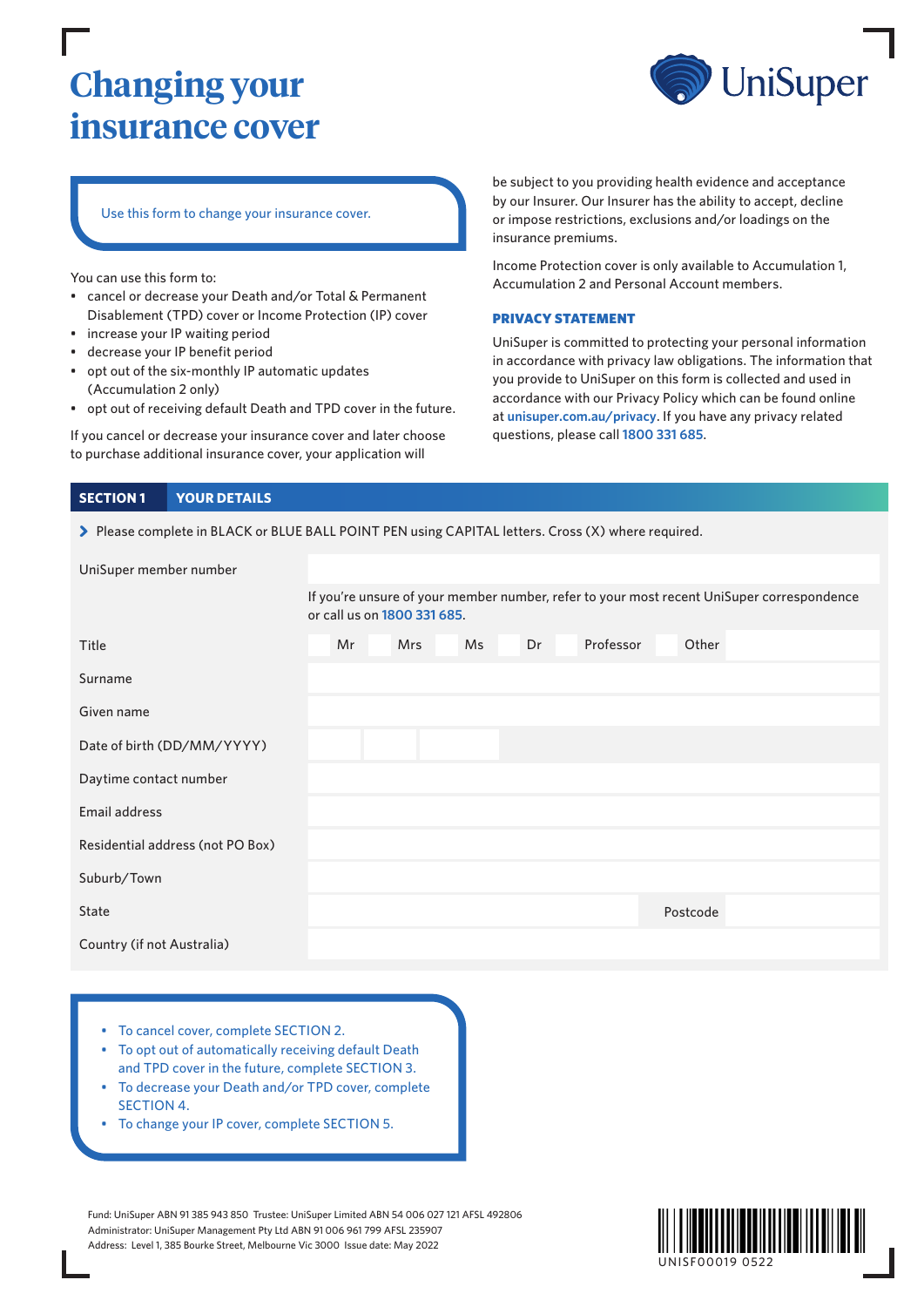# Changing your insurance cover

UniSuper

Use this form to change your insurance cover.

You can use this form to:

- cancel or decrease your Death and/or Total & Permanent Disablement (TPD) cover or Income Protection (IP) cover
- increase your IP waiting period
- decrease your IP benefit period
- opt out of the six-monthly IP automatic updates (Accumulation 2 only)
- opt out of receiving default Death and TPD cover in the future.

If you cancel or decrease your insurance cover and later choose to purchase additional insurance cover, your application will be subject to you providing health evidence and acceptance by our Insurer. Our Insurer has the ability to accept, decline or impose restrictions, exclusions and/or loadings on the insurance premiums.

Income Protection cover is only available to Accumulation 1, Accumulation 2 and Personal Account members.

### PRIVACY STATEMENT

UniSuper is committed to protecting your personal information in accordance with privacy law obligations. The information that you provide to UniSuper on this form is collected and used in accordance with our Privacy Policy which can be found online at **unisuper.com.au/privacy**. If you have any privacy related questions, please call **1800 331 685**.

## SECTION 1 YOUR DETAILS

> Please complete in BLACK or BLUE BALL POINT PEN using CAPITAL letters. Cross (X) where required.

| | |
|---|---|
| UniSuper member number | |
| | If you're unsure of your member number, refer to your most recent UniSuper correspondence or call us on **1800 331 685**. |
| Title | ☐ Mr ☐ Mrs ☐ Ms ☐ Dr ☐ Professor ☐ Other |
| Surname | |
| Given name | |
| Date of birth (DD/MM/YYYY) | |
| Daytime contact number | |
| Email address | |
| Residential address (not PO Box) | |
| Suburb/Town | |
| State | Postcode |
| Country (if not Australia) | |

- To cancel cover, complete SECTION 2.
- To opt out of automatically receiving default Death and TPD cover in the future, complete SECTION 3.
- To decrease your Death and/or TPD cover, complete SECTION 4.
- To change your IP cover, complete SECTION 5.

Fund: UniSuper ABN 91 385 943 850 Trustee: UniSuper Limited ABN 54 006 027 121 AFSL 492806
Administrator: UniSuper Management Pty Ltd ABN 91 006 961 799 AFSL 235907
Address: Level 1, 385 Bourke Street, Melbourne Vic 3000 Issue date: May 2022

UNISF00019 0522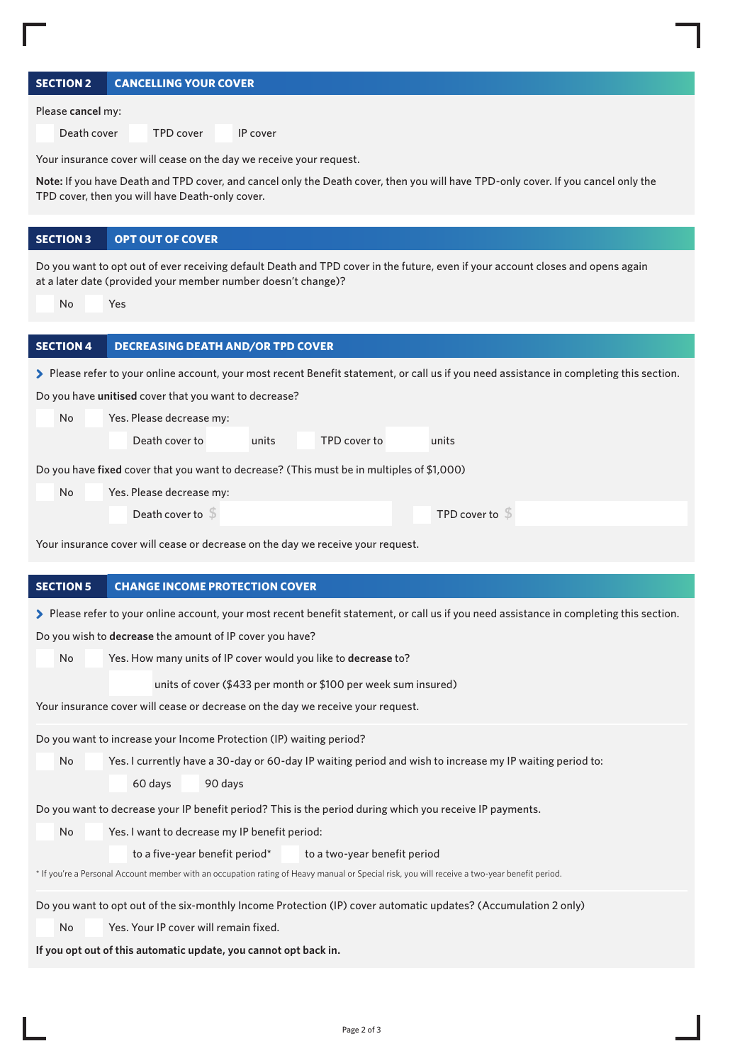## SECTION 2 CANCELLING YOUR COVER

Please **cancel** my:

☐ Death cover ☐ TPD cover ☐ IP cover

Your insurance cover will cease on the day we receive your request.

**Note:** If you have Death and TPD cover, and cancel only the Death cover, then you will have TPD-only cover. If you cancel only the TPD cover, then you will have Death-only cover.

## SECTION 3 OPT OUT OF COVER

Do you want to opt out of ever receiving default Death and TPD cover in the future, even if your account closes and opens again at a later date (provided your member number doesn't change)?

☐ No ☐ Yes

## SECTION 4 DECREASING DEATH AND/OR TPD COVER

> Please refer to your online account, your most recent Benefit statement, or call us if you need assistance in completing this section.

Do you have **unitised** cover that you want to decrease?

☐ No ☐ Yes. Please decrease my:

☐ Death cover to ______ units ☐ TPD cover to ______ units

Do you have **fixed** cover that you want to decrease? (This must be in multiples of $1,000)

☐ No ☐ Yes. Please decrease my:

☐ Death cover to $ ______ ☐ TPD cover to $ ______

Your insurance cover will cease or decrease on the day we receive your request.

## SECTION 5 CHANGE INCOME PROTECTION COVER

> Please refer to your online account, your most recent benefit statement, or call us if you need assistance in completing this section.

Do you wish to **decrease** the amount of IP cover you have?

☐ No ☐ Yes. How many units of IP cover would you like to **decrease** to?

______ units of cover ($433 per month or $100 per week sum insured)

Your insurance cover will cease or decrease on the day we receive your request.

Do you want to increase your Income Protection (IP) waiting period?

☐ No ☐ Yes. I currently have a 30-day or 60-day IP waiting period and wish to increase my IP waiting period to:

☐ 60 days ☐ 90 days

Do you want to decrease your IP benefit period? This is the period during which you receive IP payments.

☐ No ☐ Yes. I want to decrease my IP benefit period:

☐ to a five-year benefit period* ☐ to a two-year benefit period

* If you're a Personal Account member with an occupation rating of Heavy manual or Special risk, you will receive a two-year benefit period.

Do you want to opt out of the six-monthly Income Protection (IP) cover automatic updates? (Accumulation 2 only)

☐ No ☐ Yes. Your IP cover will remain fixed.

**If you opt out of this automatic update, you cannot opt back in.**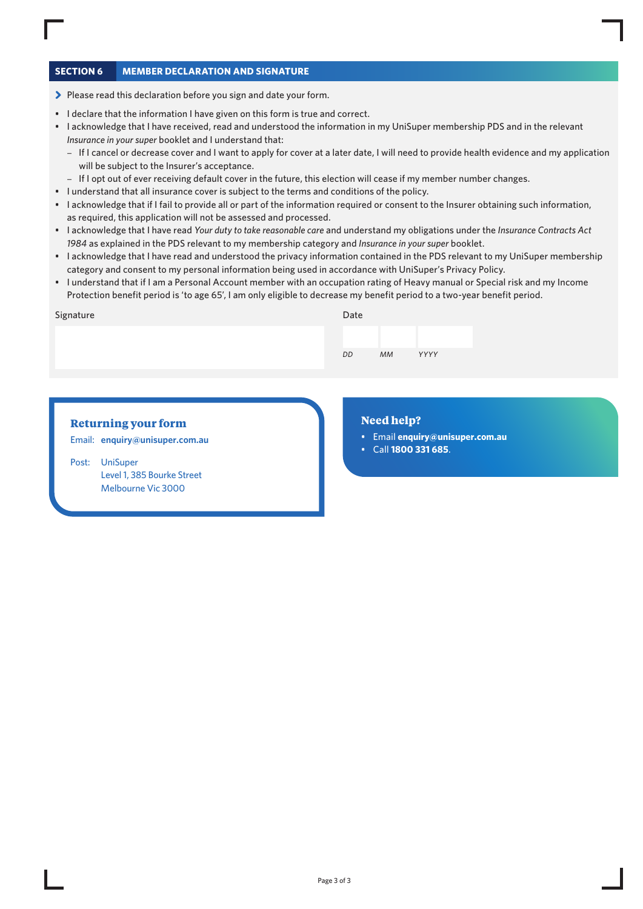## SECTION 6 MEMBER DECLARATION AND SIGNATURE

> Please read this declaration before you sign and date your form.

- I declare that the information I have given on this form is true and correct.
- I acknowledge that I have received, read and understood the information in my UniSuper membership PDS and in the relevant *Insurance in your super* booklet and I understand that:
  - If I cancel or decrease cover and I want to apply for cover at a later date, I will need to provide health evidence and my application will be subject to the Insurer's acceptance.
  - If I opt out of ever receiving default cover in the future, this election will cease if my member number changes.
- I understand that all insurance cover is subject to the terms and conditions of the policy.
- I acknowledge that if I fail to provide all or part of the information required or consent to the Insurer obtaining such information, as required, this application will not be assessed and processed.
- I acknowledge that I have read *Your duty to take reasonable care* and understand my obligations under the *Insurance Contracts Act 1984* as explained in the PDS relevant to my membership category and *Insurance in your super* booklet.
- I acknowledge that I have read and understood the privacy information contained in the PDS relevant to my UniSuper membership category and consent to my personal information being used in accordance with UniSuper's Privacy Policy.
- I understand that if I am a Personal Account member with an occupation rating of Heavy manual or Special risk and my Income Protection benefit period is 'to age 65', I am only eligible to decrease my benefit period to a two-year benefit period.

Signature

Date

*DD* *MM* *YYYY*

### Returning your form

Email: **enquiry@unisuper.com.au**

Post: UniSuper
Level 1, 385 Bourke Street
Melbourne Vic 3000

### Need help?

- Email **enquiry@unisuper.com.au**
- Call **1800 331 685**.